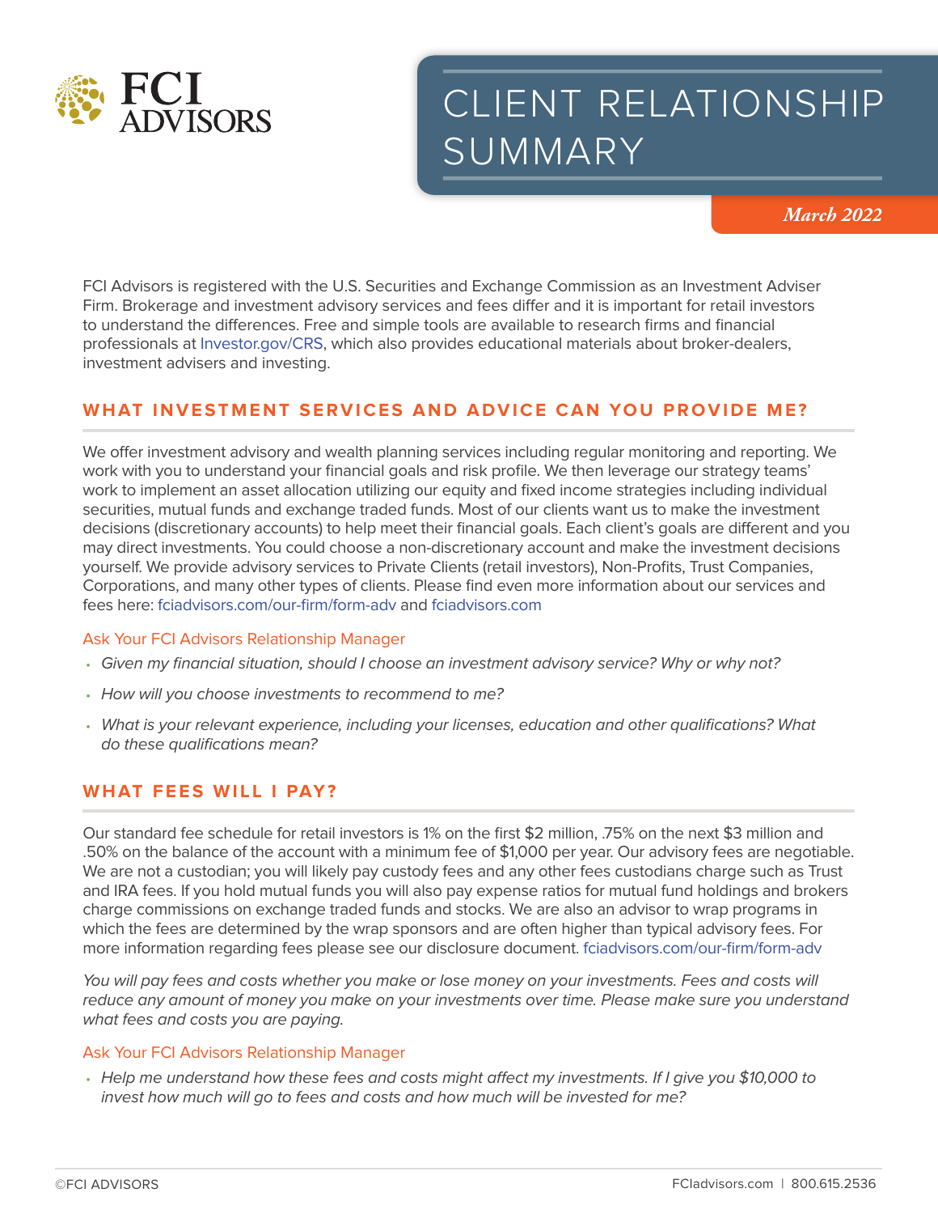FCI ADVISORS

# CLIENT RELATIONSHIP SUMMARY

*March 2022*

FCI Advisors is registered with the U.S. Securities and Exchange Commission as an Investment Adviser Firm. Brokerage and investment advisory services and fees differ and it is important for retail investors to understand the differences. Free and simple tools are available to research firms and financial professionals at Investor.gov/CRS, which also provides educational materials about broker-dealers, investment advisers and investing.

## WHAT INVESTMENT SERVICES AND ADVICE CAN YOU PROVIDE ME?

We offer investment advisory and wealth planning services including regular monitoring and reporting. We work with you to understand your financial goals and risk profile. We then leverage our strategy teams' work to implement an asset allocation utilizing our equity and fixed income strategies including individual securities, mutual funds and exchange traded funds. Most of our clients want us to make the investment decisions (discretionary accounts) to help meet their financial goals. Each client's goals are different and you may direct investments. You could choose a non-discretionary account and make the investment decisions yourself. We provide advisory services to Private Clients (retail investors), Non-Profits, Trust Companies, Corporations, and many other types of clients. Please find even more information about our services and fees here: fciadvisors.com/our-firm/form-adv and fciadvisors.com

### Ask Your FCI Advisors Relationship Manager

- *Given my financial situation, should I choose an investment advisory service? Why or why not?*
- *How will you choose investments to recommend to me?*
- *What is your relevant experience, including your licenses, education and other qualifications? What do these qualifications mean?*

## WHAT FEES WILL I PAY?

Our standard fee schedule for retail investors is 1% on the first $2 million, .75% on the next $3 million and .50% on the balance of the account with a minimum fee of $1,000 per year. Our advisory fees are negotiable. We are not a custodian; you will likely pay custody fees and any other fees custodians charge such as Trust and IRA fees. If you hold mutual funds you will also pay expense ratios for mutual fund holdings and brokers charge commissions on exchange traded funds and stocks. We are also an advisor to wrap programs in which the fees are determined by the wrap sponsors and are often higher than typical advisory fees. For more information regarding fees please see our disclosure document. fciadvisors.com/our-firm/form-adv

*You will pay fees and costs whether you make or lose money on your investments. Fees and costs will reduce any amount of money you make on your investments over time. Please make sure you understand what fees and costs you are paying.*

### Ask Your FCI Advisors Relationship Manager

- *Help me understand how these fees and costs might affect my investments. If I give you $10,000 to invest how much will go to fees and costs and how much will be invested for me?*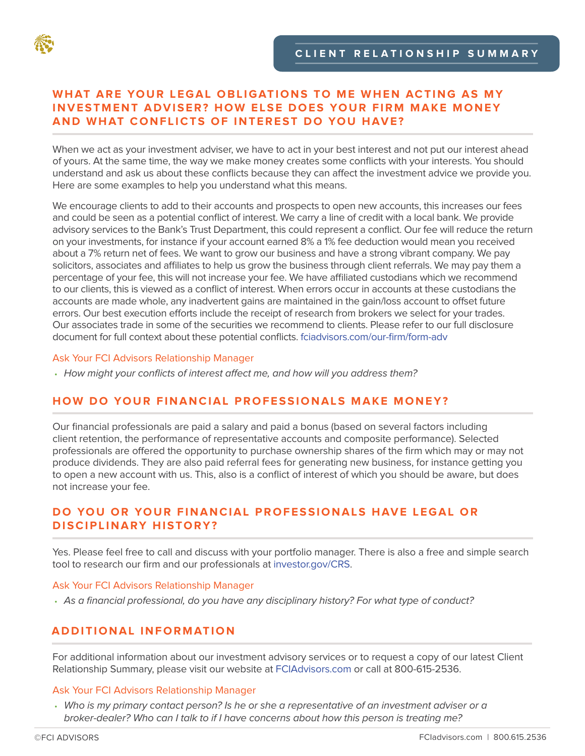## WHAT ARE YOUR LEGAL OBLIGATIONS TO ME WHEN ACTING AS MY INVESTMENT ADVISER? HOW ELSE DOES YOUR FIRM MAKE MONEY AND WHAT CONFLICTS OF INTEREST DO YOU HAVE?

When we act as your investment adviser, we have to act in your best interest and not put our interest ahead of yours. At the same time, the way we make money creates some conflicts with your interests. You should understand and ask us about these conflicts because they can affect the investment advice we provide you. Here are some examples to help you understand what this means.

We encourage clients to add to their accounts and prospects to open new accounts, this increases our fees and could be seen as a potential conflict of interest. We carry a line of credit with a local bank. We provide advisory services to the Bank's Trust Department, this could represent a conflict. Our fee will reduce the return on your investments, for instance if your account earned 8% a 1% fee deduction would mean you received about a 7% return net of fees. We want to grow our business and have a strong vibrant company. We pay solicitors, associates and affiliates to help us grow the business through client referrals. We may pay them a percentage of your fee, this will not increase your fee. We have affiliated custodians which we recommend to our clients, this is viewed as a conflict of interest. When errors occur in accounts at these custodians the accounts are made whole, any inadvertent gains are maintained in the gain/loss account to offset future errors. Our best execution efforts include the receipt of research from brokers we select for your trades. Our associates trade in some of the securities we recommend to clients. Please refer to our full disclosure document for full context about these potential conflicts. fciadvisors.com/our-firm/form-adv

Ask Your FCI Advisors Relationship Manager

- *How might your conflicts of interest affect me, and how will you address them?*

## HOW DO YOUR FINANCIAL PROFESSIONALS MAKE MONEY?

Our financial professionals are paid a salary and paid a bonus (based on several factors including client retention, the performance of representative accounts and composite performance). Selected professionals are offered the opportunity to purchase ownership shares of the firm which may or may not produce dividends. They are also paid referral fees for generating new business, for instance getting you to open a new account with us. This, also is a conflict of interest of which you should be aware, but does not increase your fee.

## DO YOU OR YOUR FINANCIAL PROFESSIONALS HAVE LEGAL OR DISCIPLINARY HISTORY?

Yes. Please feel free to call and discuss with your portfolio manager. There is also a free and simple search tool to research our firm and our professionals at investor.gov/CRS.

Ask Your FCI Advisors Relationship Manager

- *As a financial professional, do you have any disciplinary history? For what type of conduct?*

## ADDITIONAL INFORMATION

For additional information about our investment advisory services or to request a copy of our latest Client Relationship Summary, please visit our website at FCIAdvisors.com or call at 800-615-2536.

Ask Your FCI Advisors Relationship Manager

- *Who is my primary contact person? Is he or she a representative of an investment adviser or a broker-dealer? Who can I talk to if I have concerns about how this person is treating me?*